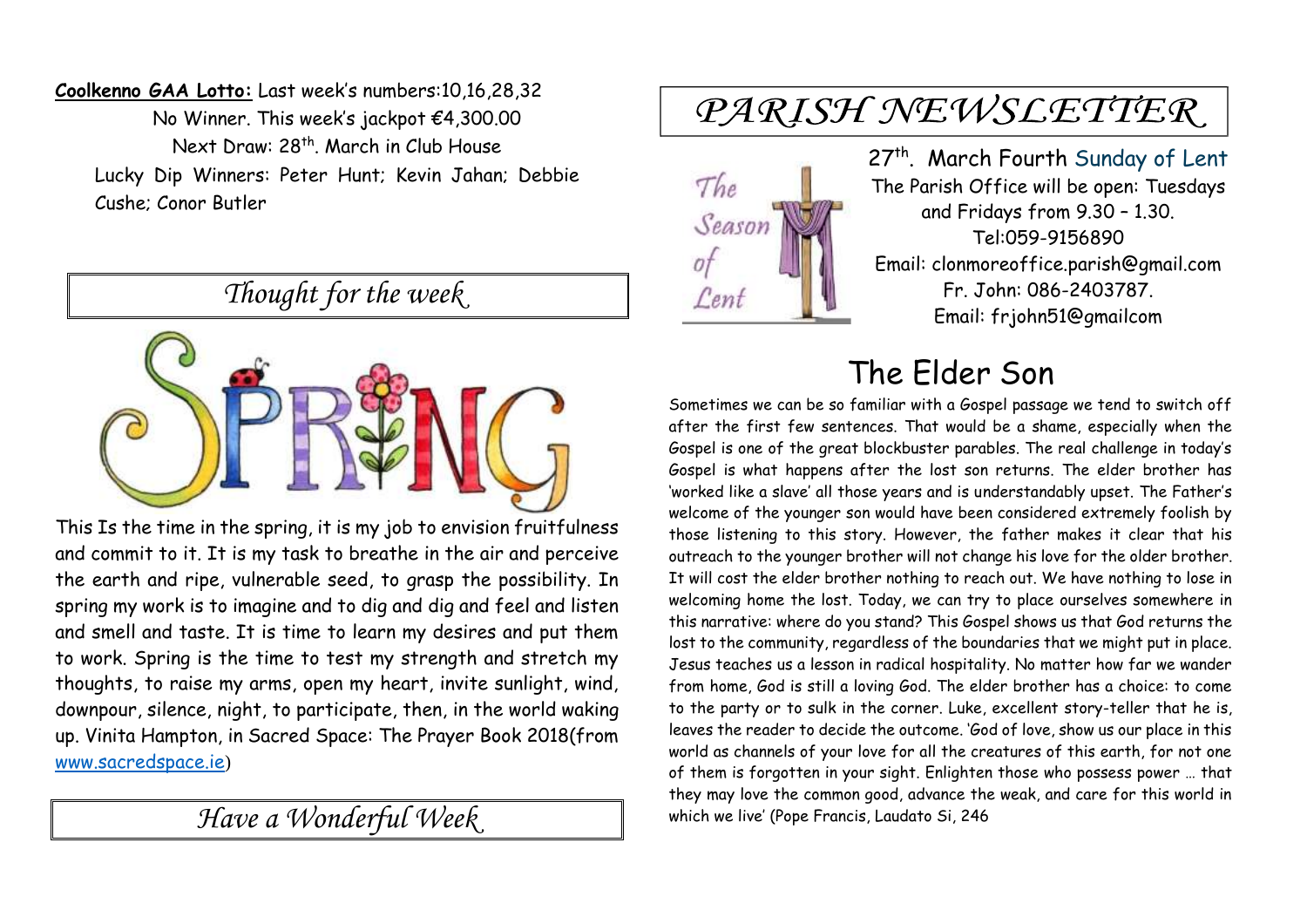**Coolkenno GAA Lotto:** Last week's numbers:10,16,28,32

No Winner. This week's jackpot €4,300.00

Next Draw: 28th. March in Club House

Lucky Dip Winners: Peter Hunt; Kevin Jahan; Debbie Cushe; Conor Butler

## *Thought for the week*

This Is the time in the spring, it is my job to envision fruitfulness and commit to it. It is my task to breathe in the air and perceive the earth and ripe, vulnerable seed, to grasp the possibility. In spring my work is to imagine and to dig and dig and feel and listen and smell and taste. It is time to learn my desires and put them to work. Spring is the time to test my strength and stretch my thoughts, to raise my arms, open my heart, invite sunlight, wind, downpour, silence, night, to participate, then, in the world waking up. Vinita Hampton, in Sacred Space: The Prayer Book 2018(from www.sacredspace.ie)

## *Have a Wonderful Week*

# *PARISH NEWSLETTER*

27th. March Fourth Sunday of Lent

The Parish Office will be open: Tuesdays and Fridays from 9.30 – 1.30.

Tel:059-9156890

Email: clonmoreoffice.parish@gmail.com

Fr. John: 086-2403787.

Email: frjohn51@gmailcom

## The Elder Son

Sometimes we can be so familiar with a Gospel passage we tend to switch off after the first few sentences. That would be a shame, especially when the Gospel is one of the great blockbuster parables. The real challenge in today's Gospel is what happens after the lost son returns. The elder brother has 'worked like a slave' all those years and is understandably upset. The Father's welcome of the younger son would have been considered extremely foolish by those listening to this story. However, the father makes it clear that his outreach to the younger brother will not change his love for the older brother. It will cost the elder brother nothing to reach out. We have nothing to lose in welcoming home the lost. Today, we can try to place ourselves somewhere in this narrative: where do you stand? This Gospel shows us that God returns the lost to the community, regardless of the boundaries that we might put in place. Jesus teaches us a lesson in radical hospitality. No matter how far we wander from home, God is still a loving God. The elder brother has a choice: to come to the party or to sulk in the corner. Luke, excellent story-teller that he is, leaves the reader to decide the outcome. 'God of love, show us our place in this world as channels of your love for all the creatures of this earth, for not one of them is forgotten in your sight. Enlighten those who possess power … that they may love the common good, advance the weak, and care for this world in which we live' (Pope Francis, Laudato Si, 246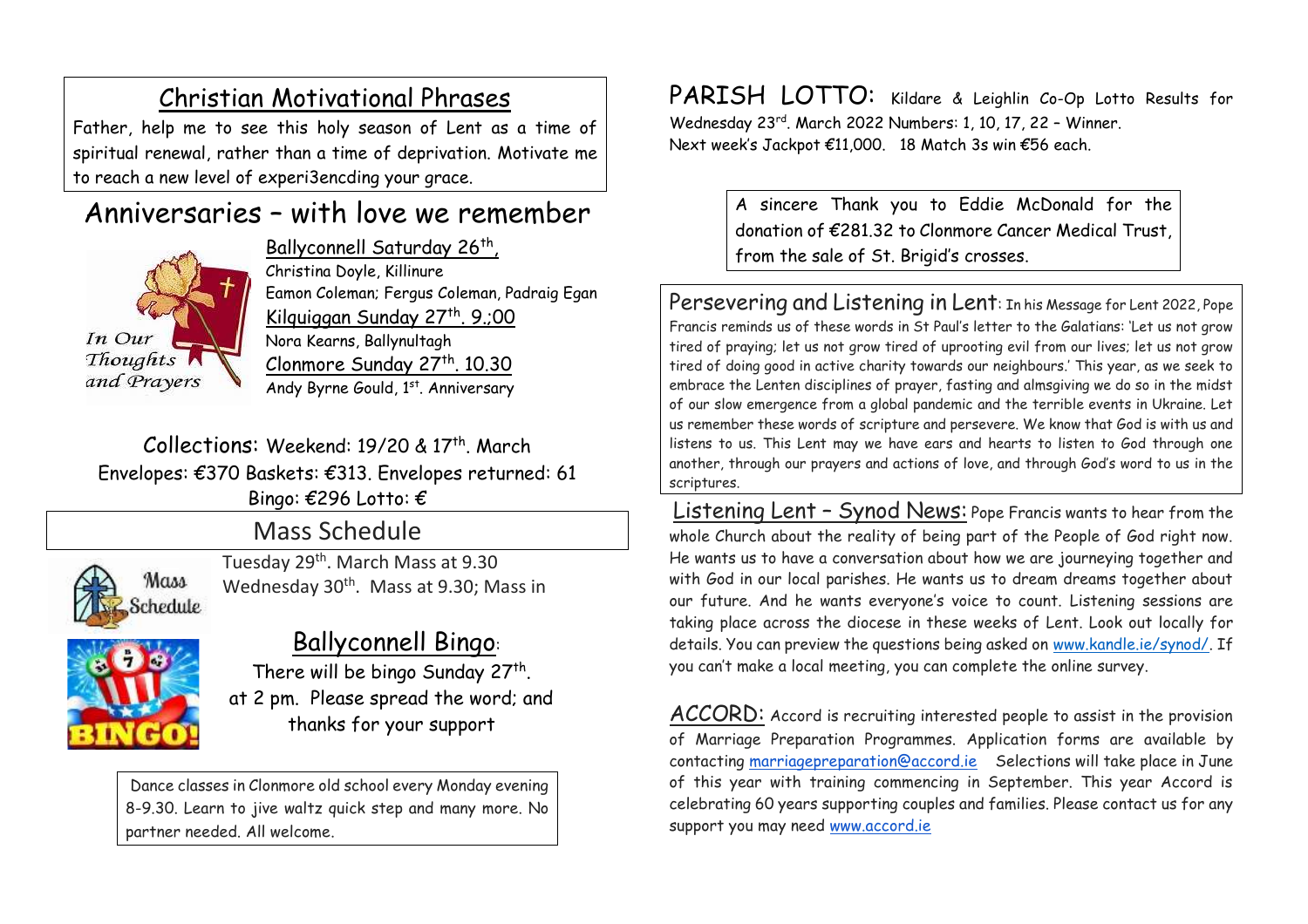## Christian Motivational Phrases

Father, help me to see this holy season of Lent as a time of spiritual renewal, rather than a time of deprivation. Motivate me to reach a new level of experi3encding your grace.

## Anniversaries – with love we remember

In Our Thoughts and Prayers

Ballyconnell Saturday 26th,
Christina Doyle, Killinure
Eamon Coleman; Fergus Coleman, Padraig Egan

Kilquiggan Sunday 27th. 9.;00
Nora Kearns, Ballynultagh

Clonmore Sunday 27th. 10.30
Andy Byrne Gould, 1st. Anniversary

Collections: Weekend: 19/20 & 17th. March
Envelopes: €370 Baskets: €313. Envelopes returned: 61
Bingo: €296 Lotto: €

## Mass Schedule

Tuesday 29th. March Mass at 9.30
Wednesday 30th. Mass at 9.30; Mass in

## Ballyconnell Bingo:

There will be bingo Sunday 27th.
at 2 pm. Please spread the word; and thanks for your support

Dance classes in Clonmore old school every Monday evening 8-9.30. Learn to jive waltz quick step and many more. No partner needed. All welcome.

**PARISH LOTTO:** Kildare & Leighlin Co-Op Lotto Results for Wednesday 23rd. March 2022 Numbers: 1, 10, 17, 22 – Winner.
Next week's Jackpot €11,000. 18 Match 3s win €56 each.

A sincere Thank you to Eddie McDonald for the donation of €281.32 to Clonmore Cancer Medical Trust, from the sale of St. Brigid's crosses.

**Persevering and Listening in Lent**: In his Message for Lent 2022, Pope Francis reminds us of these words in St Paul's letter to the Galatians: 'Let us not grow tired of praying; let us not grow tired of uprooting evil from our lives; let us not grow tired of doing good in active charity towards our neighbours.' This year, as we seek to embrace the Lenten disciplines of prayer, fasting and almsgiving we do so in the midst of our slow emergence from a global pandemic and the terrible events in Ukraine. Let us remember these words of scripture and persevere. We know that God is with us and listens to us. This Lent may we have ears and hearts to listen to God through one another, through our prayers and actions of love, and through God's word to us in the scriptures.

**Listening Lent – Synod News:** Pope Francis wants to hear from the whole Church about the reality of being part of the People of God right now. He wants us to have a conversation about how we are journeying together and with God in our local parishes. He wants us to dream dreams together about our future. And he wants everyone's voice to count. Listening sessions are taking place across the diocese in these weeks of Lent. Look out locally for details. You can preview the questions being asked on www.kandle.ie/synod/. If you can't make a local meeting, you can complete the online survey.

**ACCORD:** Accord is recruiting interested people to assist in the provision of Marriage Preparation Programmes. Application forms are available by contacting marriagepreparation@accord.ie Selections will take place in June of this year with training commencing in September. This year Accord is celebrating 60 years supporting couples and families. Please contact us for any support you may need www.accord.ie